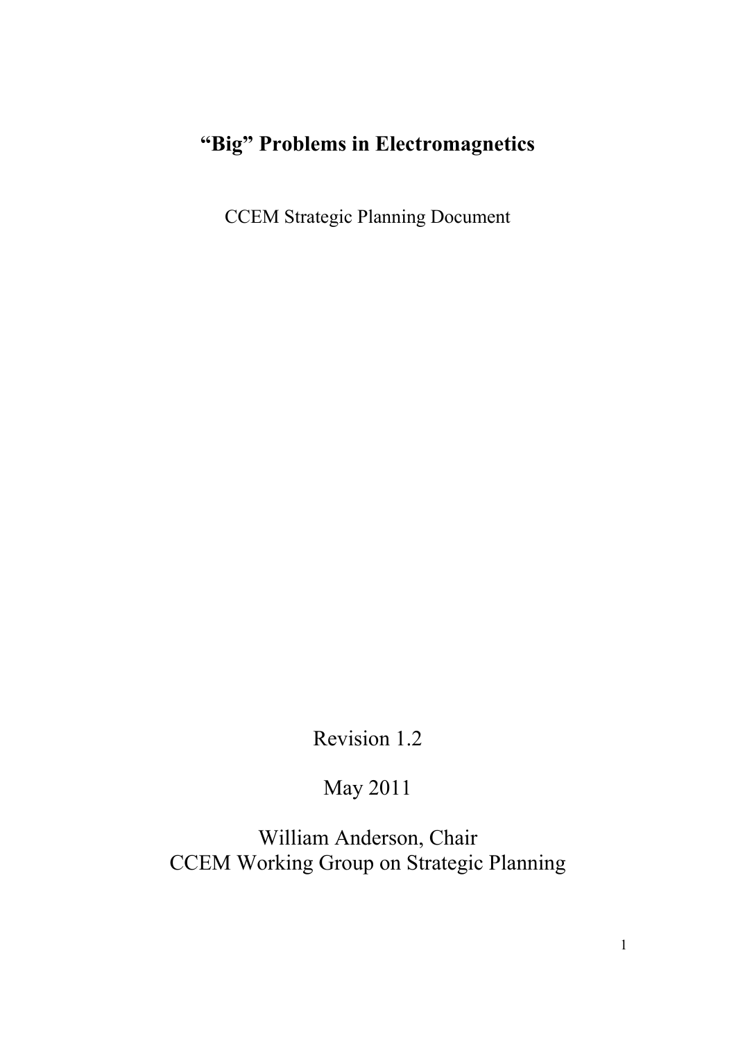# “Big” Problems in Electromagnetics

CCEM Strategic Planning Document

Revision 1.2

May 2011

William Anderson, Chair
CCEM Working Group on Strategic Planning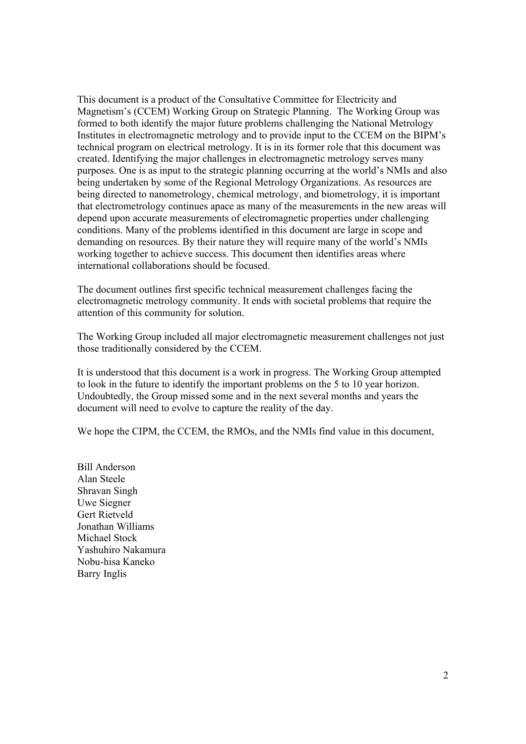This document is a product of the Consultative Committee for Electricity and Magnetism's (CCEM) Working Group on Strategic Planning. The Working Group was formed to both identify the major future problems challenging the National Metrology Institutes in electromagnetic metrology and to provide input to the CCEM on the BIPM's technical program on electrical metrology. It is in its former role that this document was created. Identifying the major challenges in electromagnetic metrology serves many purposes. One is as input to the strategic planning occurring at the world's NMIs and also being undertaken by some of the Regional Metrology Organizations. As resources are being directed to nanometrology, chemical metrology, and biometrology, it is important that electrometrology continues apace as many of the measurements in the new areas will depend upon accurate measurements of electromagnetic properties under challenging conditions. Many of the problems identified in this document are large in scope and demanding on resources. By their nature they will require many of the world's NMIs working together to achieve success. This document then identifies areas where international collaborations should be focused.

The document outlines first specific technical measurement challenges facing the electromagnetic metrology community. It ends with societal problems that require the attention of this community for solution.

The Working Group included all major electromagnetic measurement challenges not just those traditionally considered by the CCEM.

It is understood that this document is a work in progress. The Working Group attempted to look in the future to identify the important problems on the 5 to 10 year horizon. Undoubtedly, the Group missed some and in the next several months and years the document will need to evolve to capture the reality of the day.

We hope the CIPM, the CCEM, the RMOs, and the NMIs find value in this document,

Bill Anderson
Alan Steele
Shravan Singh
Uwe Siegner
Gert Rietveld
Jonathan Williams
Michael Stock
Yashuhiro Nakamura
Nobu-hisa Kaneko
Barry Inglis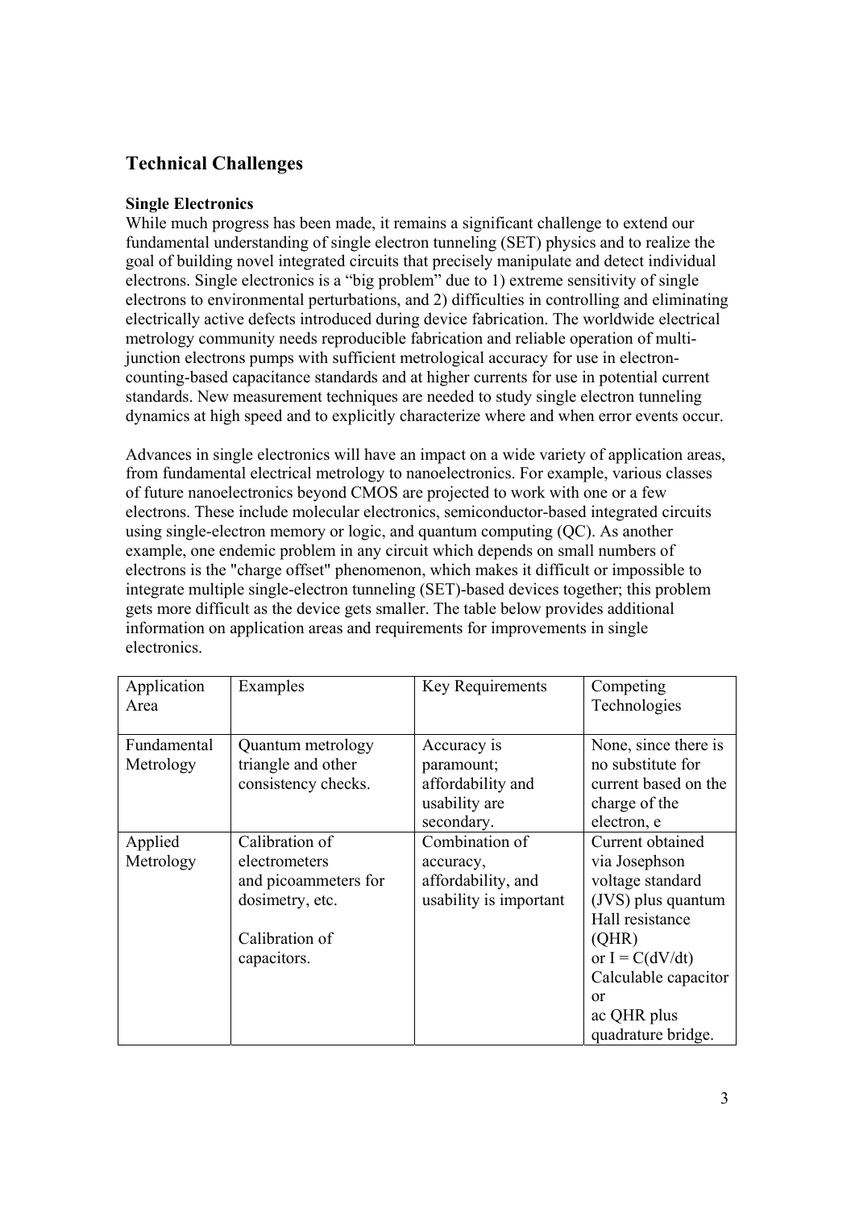## Technical Challenges

### Single Electronics

While much progress has been made, it remains a significant challenge to extend our fundamental understanding of single electron tunneling (SET) physics and to realize the goal of building novel integrated circuits that precisely manipulate and detect individual electrons. Single electronics is a "big problem" due to 1) extreme sensitivity of single electrons to environmental perturbations, and 2) difficulties in controlling and eliminating electrically active defects introduced during device fabrication. The worldwide electrical metrology community needs reproducible fabrication and reliable operation of multi-junction electrons pumps with sufficient metrological accuracy for use in electron-counting-based capacitance standards and at higher currents for use in potential current standards. New measurement techniques are needed to study single electron tunneling dynamics at high speed and to explicitly characterize where and when error events occur.

Advances in single electronics will have an impact on a wide variety of application areas, from fundamental electrical metrology to nanoelectronics. For example, various classes of future nanoelectronics beyond CMOS are projected to work with one or a few electrons. These include molecular electronics, semiconductor-based integrated circuits using single-electron memory or logic, and quantum computing (QC). As another example, one endemic problem in any circuit which depends on small numbers of electrons is the "charge offset" phenomenon, which makes it difficult or impossible to integrate multiple single-electron tunneling (SET)-based devices together; this problem gets more difficult as the device gets smaller. The table below provides additional information on application areas and requirements for improvements in single electronics.

| Application Area | Examples | Key Requirements | Competing Technologies |
|---|---|---|---|
| Fundamental Metrology | Quantum metrology triangle and other consistency checks. | Accuracy is paramount; affordability and usability are secondary. | None, since there is no substitute for current based on the charge of the electron, e |
| Applied Metrology | Calibration of electrometers and picoammeters for dosimetry, etc.<br><br>Calibration of capacitors. | Combination of accuracy, affordability, and usability is important | Current obtained via Josephson voltage standard (JVS) plus quantum Hall resistance (QHR) or $I = C(dV/dt)$ Calculable capacitor or ac QHR plus quadrature bridge. |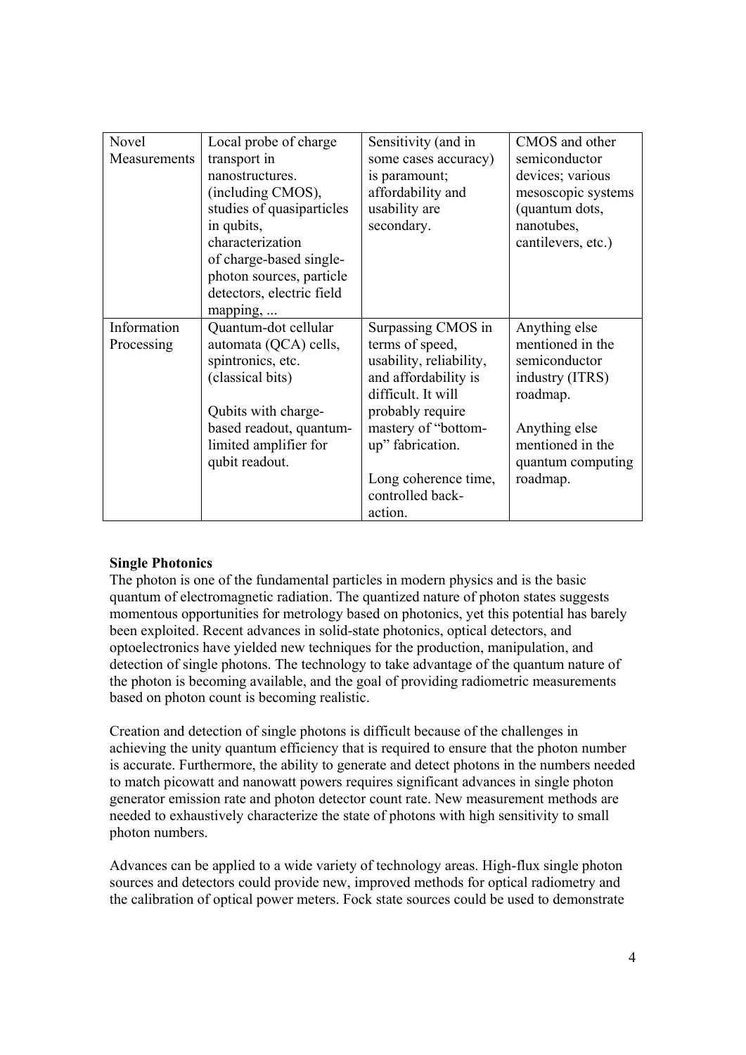| Novel Measurements | Local probe of charge transport in nanostructures. (including CMOS), studies of quasiparticles in qubits, characterization of charge-based single-photon sources, particle detectors, electric field mapping, ... | Sensitivity (and in some cases accuracy) is paramount; affordability and usability are secondary. | CMOS and other semiconductor devices; various mesoscopic systems (quantum dots, nanotubes, cantilevers, etc.) |
|---|---|---|---|
| Information Processing | Quantum-dot cellular automata (QCA) cells, spintronics, etc. (classical bits)<br><br>Qubits with charge-based readout, quantum-limited amplifier for qubit readout. | Surpassing CMOS in terms of speed, usability, reliability, and affordability is difficult. It will probably require mastery of "bottom-up" fabrication.<br><br>Long coherence time, controlled back-action. | Anything else mentioned in the semiconductor industry (ITRS) roadmap.<br><br>Anything else mentioned in the quantum computing roadmap. |

**Single Photonics**

The photon is one of the fundamental particles in modern physics and is the basic quantum of electromagnetic radiation. The quantized nature of photon states suggests momentous opportunities for metrology based on photonics, yet this potential has barely been exploited. Recent advances in solid-state photonics, optical detectors, and optoelectronics have yielded new techniques for the production, manipulation, and detection of single photons. The technology to take advantage of the quantum nature of the photon is becoming available, and the goal of providing radiometric measurements based on photon count is becoming realistic.

Creation and detection of single photons is difficult because of the challenges in achieving the unity quantum efficiency that is required to ensure that the photon number is accurate. Furthermore, the ability to generate and detect photons in the numbers needed to match picowatt and nanowatt powers requires significant advances in single photon generator emission rate and photon detector count rate. New measurement methods are needed to exhaustively characterize the state of photons with high sensitivity to small photon numbers.

Advances can be applied to a wide variety of technology areas. High-flux single photon sources and detectors could provide new, improved methods for optical radiometry and the calibration of optical power meters. Fock state sources could be used to demonstrate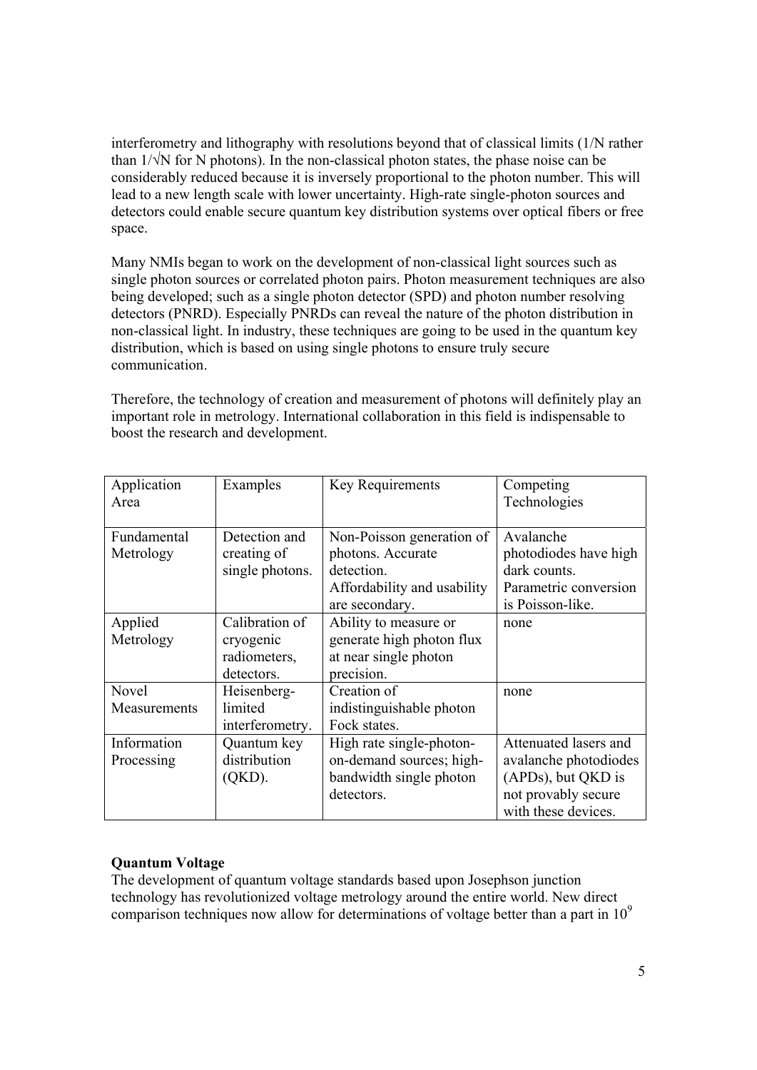interferometry and lithography with resolutions beyond that of classical limits ($1/N$ rather than $1/\sqrt{N}$ for N photons). In the non-classical photon states, the phase noise can be considerably reduced because it is inversely proportional to the photon number. This will lead to a new length scale with lower uncertainty. High-rate single-photon sources and detectors could enable secure quantum key distribution systems over optical fibers or free space.

Many NMIs began to work on the development of non-classical light sources such as single photon sources or correlated photon pairs. Photon measurement techniques are also being developed; such as a single photon detector (SPD) and photon number resolving detectors (PNRD). Especially PNRDs can reveal the nature of the photon distribution in non-classical light. In industry, these techniques are going to be used in the quantum key distribution, which is based on using single photons to ensure truly secure communication.

Therefore, the technology of creation and measurement of photons will definitely play an important role in metrology. International collaboration in this field is indispensable to boost the research and development.

| Application Area | Examples | Key Requirements | Competing Technologies |
|---|---|---|---|
| Fundamental Metrology | Detection and creating of single photons. | Non-Poisson generation of photons. Accurate detection. Affordability and usability are secondary. | Avalanche photodiodes have high dark counts. Parametric conversion is Poisson-like. |
| Applied Metrology | Calibration of cryogenic radiometers, detectors. | Ability to measure or generate high photon flux at near single photon precision. | none |
| Novel Measurements | Heisenberg-limited interferometry. | Creation of indistinguishable photon Fock states. | none |
| Information Processing | Quantum key distribution (QKD). | High rate single-photon-on-demand sources; high-bandwidth single photon detectors. | Attenuated lasers and avalanche photodiodes (APDs), but QKD is not provably secure with these devices. |

**Quantum Voltage**

The development of quantum voltage standards based upon Josephson junction technology has revolutionized voltage metrology around the entire world. New direct comparison techniques now allow for determinations of voltage better than a part in $10^9$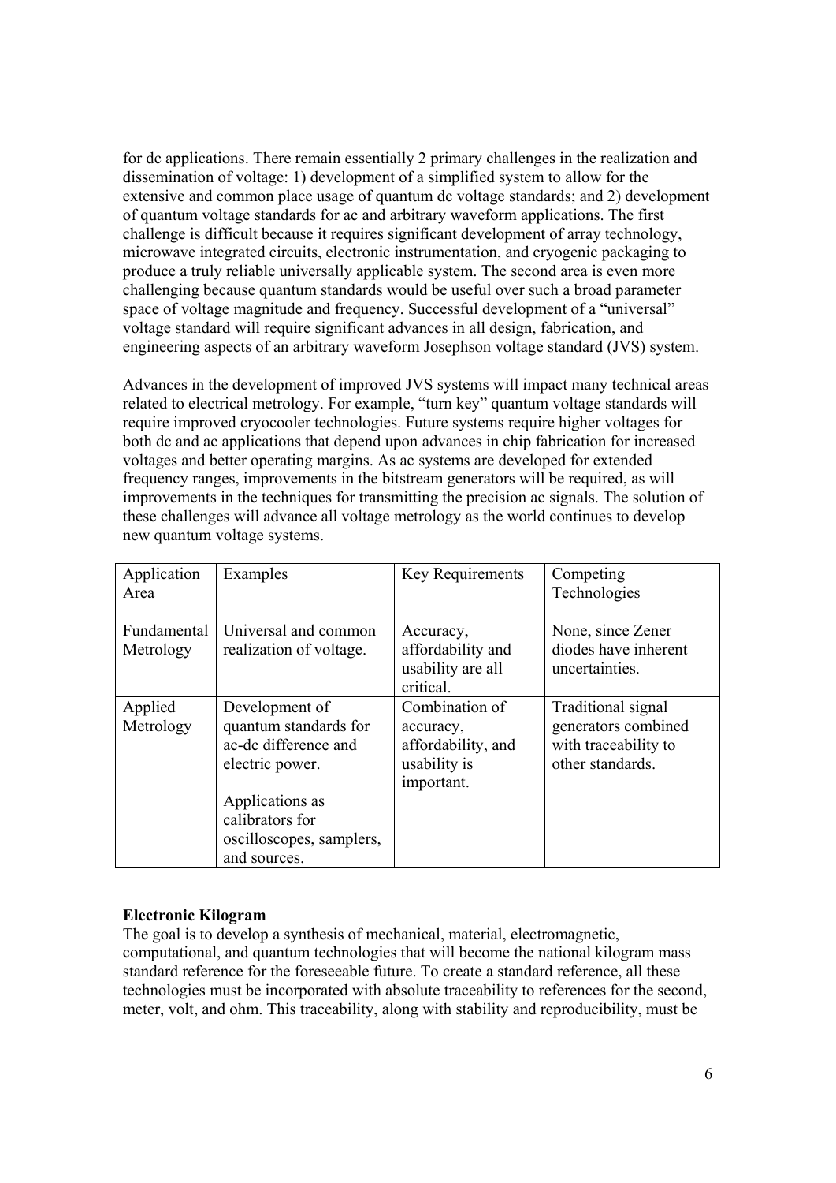for dc applications. There remain essentially 2 primary challenges in the realization and dissemination of voltage: 1) development of a simplified system to allow for the extensive and common place usage of quantum dc voltage standards; and 2) development of quantum voltage standards for ac and arbitrary waveform applications. The first challenge is difficult because it requires significant development of array technology, microwave integrated circuits, electronic instrumentation, and cryogenic packaging to produce a truly reliable universally applicable system. The second area is even more challenging because quantum standards would be useful over such a broad parameter space of voltage magnitude and frequency. Successful development of a "universal" voltage standard will require significant advances in all design, fabrication, and engineering aspects of an arbitrary waveform Josephson voltage standard (JVS) system.

Advances in the development of improved JVS systems will impact many technical areas related to electrical metrology. For example, "turn key" quantum voltage standards will require improved cryocooler technologies. Future systems require higher voltages for both dc and ac applications that depend upon advances in chip fabrication for increased voltages and better operating margins. As ac systems are developed for extended frequency ranges, improvements in the bitstream generators will be required, as will improvements in the techniques for transmitting the precision ac signals. The solution of these challenges will advance all voltage metrology as the world continues to develop new quantum voltage systems.

| Application Area | Examples | Key Requirements | Competing Technologies |
|---|---|---|---|
| Fundamental Metrology | Universal and common realization of voltage. | Accuracy, affordability and usability are all critical. | None, since Zener diodes have inherent uncertainties. |
| Applied Metrology | Development of quantum standards for ac-dc difference and electric power.<br><br>Applications as calibrators for oscilloscopes, samplers, and sources. | Combination of accuracy, affordability, and usability is important. | Traditional signal generators combined with traceability to other standards. |

**Electronic Kilogram**

The goal is to develop a synthesis of mechanical, material, electromagnetic, computational, and quantum technologies that will become the national kilogram mass standard reference for the foreseeable future. To create a standard reference, all these technologies must be incorporated with absolute traceability to references for the second, meter, volt, and ohm. This traceability, along with stability and reproducibility, must be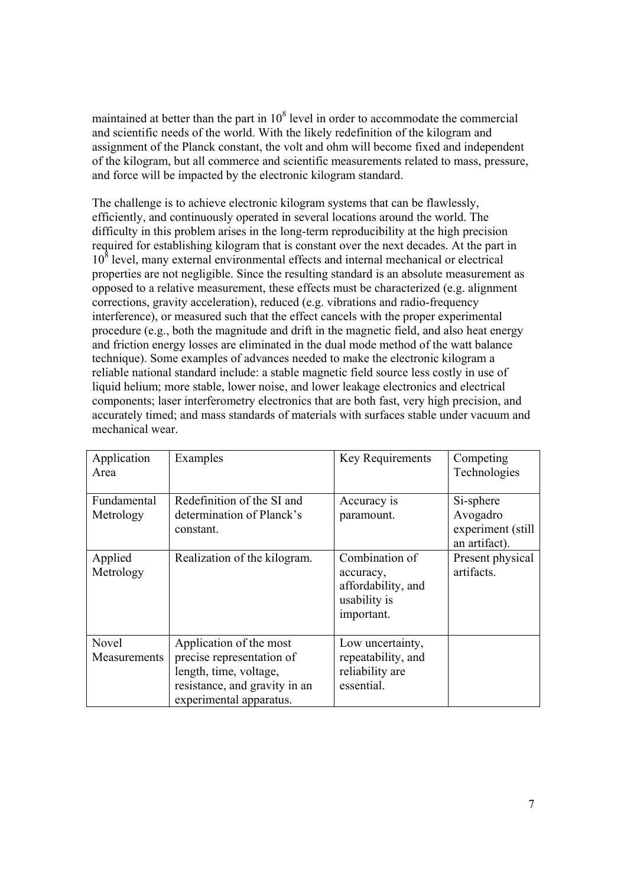maintained at better than the part in $10^8$ level in order to accommodate the commercial and scientific needs of the world. With the likely redefinition of the kilogram and assignment of the Planck constant, the volt and ohm will become fixed and independent of the kilogram, but all commerce and scientific measurements related to mass, pressure, and force will be impacted by the electronic kilogram standard.

The challenge is to achieve electronic kilogram systems that can be flawlessly, efficiently, and continuously operated in several locations around the world. The difficulty in this problem arises in the long-term reproducibility at the high precision required for establishing kilogram that is constant over the next decades. At the part in $10^8$ level, many external environmental effects and internal mechanical or electrical properties are not negligible. Since the resulting standard is an absolute measurement as opposed to a relative measurement, these effects must be characterized (e.g. alignment corrections, gravity acceleration), reduced (e.g. vibrations and radio-frequency interference), or measured such that the effect cancels with the proper experimental procedure (e.g., both the magnitude and drift in the magnetic field, and also heat energy and friction energy losses are eliminated in the dual mode method of the watt balance technique). Some examples of advances needed to make the electronic kilogram a reliable national standard include: a stable magnetic field source less costly in use of liquid helium; more stable, lower noise, and lower leakage electronics and electrical components; laser interferometry electronics that are both fast, very high precision, and accurately timed; and mass standards of materials with surfaces stable under vacuum and mechanical wear.

| Application Area | Examples | Key Requirements | Competing Technologies |
|---|---|---|---|
| Fundamental Metrology | Redefinition of the SI and determination of Planck's constant. | Accuracy is paramount. | Si-sphere Avogadro experiment (still an artifact). |
| Applied Metrology | Realization of the kilogram. | Combination of accuracy, affordability, and usability is important. | Present physical artifacts. |
| Novel Measurements | Application of the most precise representation of length, time, voltage, resistance, and gravity in an experimental apparatus. | Low uncertainty, repeatability, and reliability are essential. | |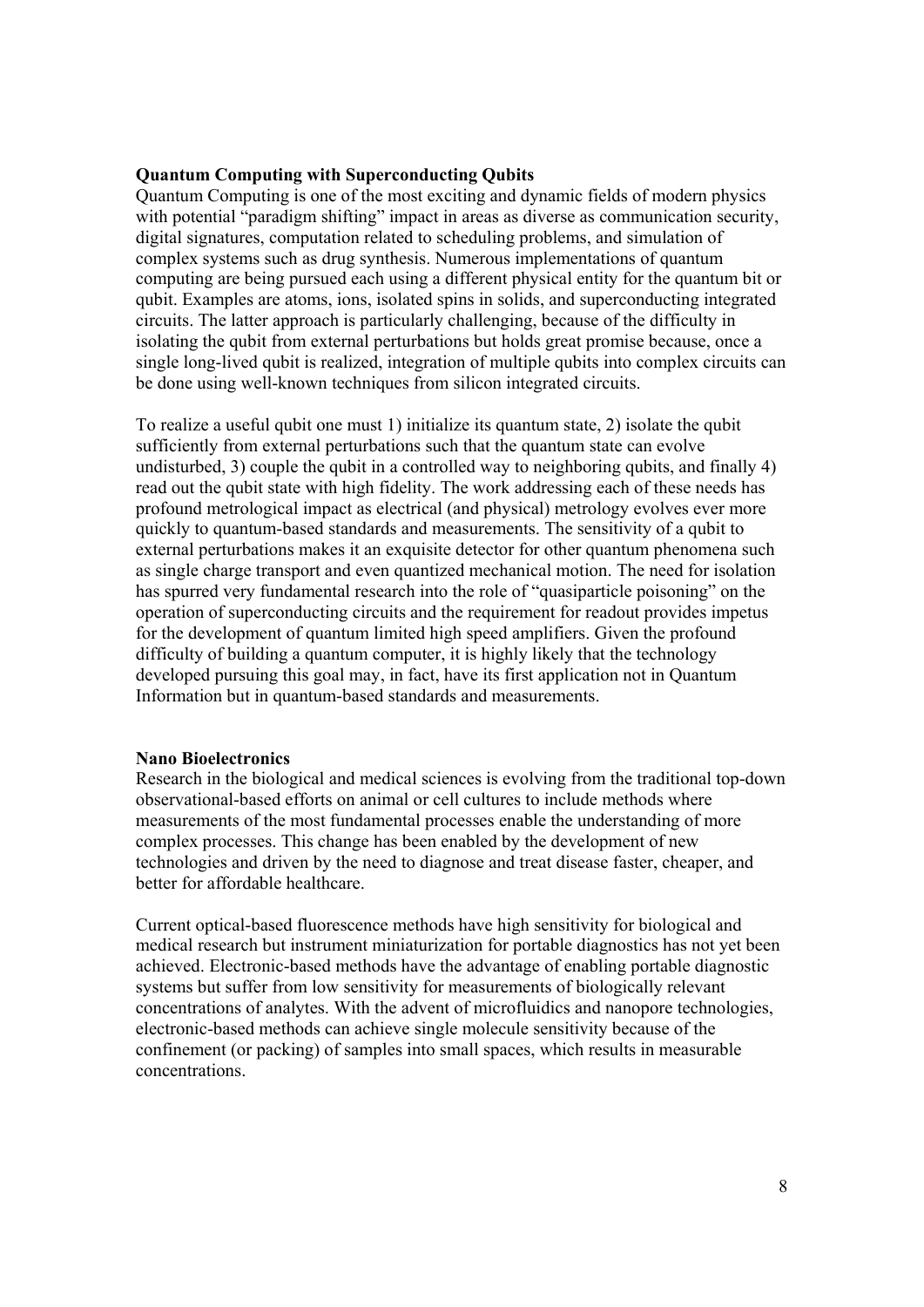**Quantum Computing with Superconducting Qubits**

Quantum Computing is one of the most exciting and dynamic fields of modern physics with potential "paradigm shifting" impact in areas as diverse as communication security, digital signatures, computation related to scheduling problems, and simulation of complex systems such as drug synthesis. Numerous implementations of quantum computing are being pursued each using a different physical entity for the quantum bit or qubit. Examples are atoms, ions, isolated spins in solids, and superconducting integrated circuits. The latter approach is particularly challenging, because of the difficulty in isolating the qubit from external perturbations but holds great promise because, once a single long-lived qubit is realized, integration of multiple qubits into complex circuits can be done using well-known techniques from silicon integrated circuits.

To realize a useful qubit one must 1) initialize its quantum state, 2) isolate the qubit sufficiently from external perturbations such that the quantum state can evolve undisturbed, 3) couple the qubit in a controlled way to neighboring qubits, and finally 4) read out the qubit state with high fidelity. The work addressing each of these needs has profound metrological impact as electrical (and physical) metrology evolves ever more quickly to quantum-based standards and measurements. The sensitivity of a qubit to external perturbations makes it an exquisite detector for other quantum phenomena such as single charge transport and even quantized mechanical motion. The need for isolation has spurred very fundamental research into the role of "quasiparticle poisoning" on the operation of superconducting circuits and the requirement for readout provides impetus for the development of quantum limited high speed amplifiers. Given the profound difficulty of building a quantum computer, it is highly likely that the technology developed pursuing this goal may, in fact, have its first application not in Quantum Information but in quantum-based standards and measurements.

**Nano Bioelectronics**

Research in the biological and medical sciences is evolving from the traditional top-down observational-based efforts on animal or cell cultures to include methods where measurements of the most fundamental processes enable the understanding of more complex processes. This change has been enabled by the development of new technologies and driven by the need to diagnose and treat disease faster, cheaper, and better for affordable healthcare.

Current optical-based fluorescence methods have high sensitivity for biological and medical research but instrument miniaturization for portable diagnostics has not yet been achieved. Electronic-based methods have the advantage of enabling portable diagnostic systems but suffer from low sensitivity for measurements of biologically relevant concentrations of analytes. With the advent of microfluidics and nanopore technologies, electronic-based methods can achieve single molecule sensitivity because of the confinement (or packing) of samples into small spaces, which results in measurable concentrations.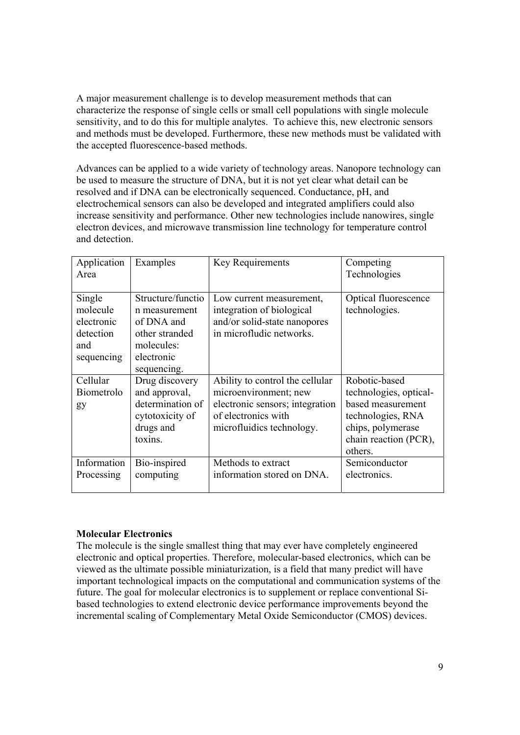A major measurement challenge is to develop measurement methods that can characterize the response of single cells or small cell populations with single molecule sensitivity, and to do this for multiple analytes. To achieve this, new electronic sensors and methods must be developed. Furthermore, these new methods must be validated with the accepted fluorescence-based methods.

Advances can be applied to a wide variety of technology areas. Nanopore technology can be used to measure the structure of DNA, but it is not yet clear what detail can be resolved and if DNA can be electronically sequenced. Conductance, pH, and electrochemical sensors can also be developed and integrated amplifiers could also increase sensitivity and performance. Other new technologies include nanowires, single electron devices, and microwave transmission line technology for temperature control and detection.

| Application Area | Examples | Key Requirements | Competing Technologies |
|---|---|---|---|
| Single molecule electronic detection and sequencing | Structure/function measurement of DNA and other stranded molecules: electronic sequencing. | Low current measurement, integration of biological and/or solid-state nanopores in microfludic networks. | Optical fluorescence technologies. |
| Cellular Biometrology | Drug discovery and approval, determination of cytotoxicity of drugs and toxins. | Ability to control the cellular microenvironment; new electronic sensors; integration of electronics with microfluidics technology. | Robotic-based technologies, optical-based measurement technologies, RNA chips, polymerase chain reaction (PCR), others. |
| Information Processing | Bio-inspired computing | Methods to extract information stored on DNA. | Semiconductor electronics. |

**Molecular Electronics**

The molecule is the single smallest thing that may ever have completely engineered electronic and optical properties. Therefore, molecular-based electronics, which can be viewed as the ultimate possible miniaturization, is a field that many predict will have important technological impacts on the computational and communication systems of the future. The goal for molecular electronics is to supplement or replace conventional Si-based technologies to extend electronic device performance improvements beyond the incremental scaling of Complementary Metal Oxide Semiconductor (CMOS) devices.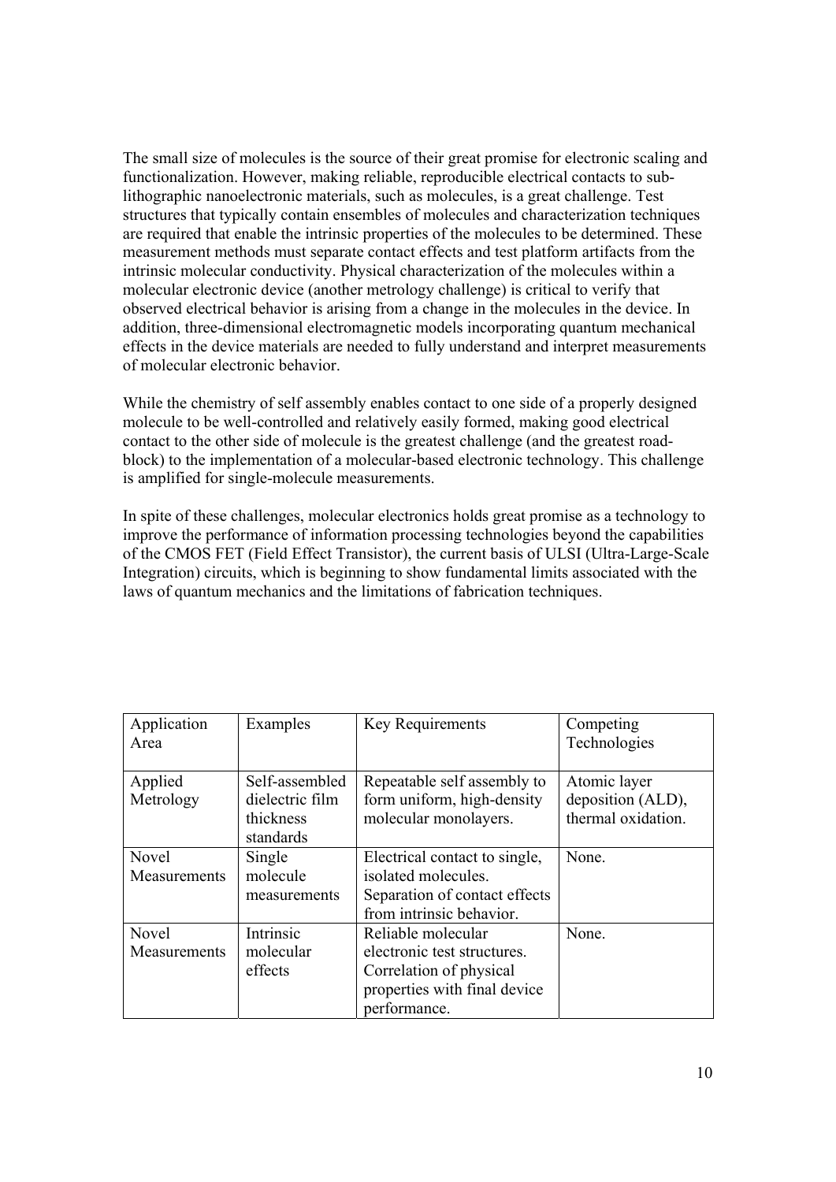The small size of molecules is the source of their great promise for electronic scaling and functionalization. However, making reliable, reproducible electrical contacts to sub-lithographic nanoelectronic materials, such as molecules, is a great challenge. Test structures that typically contain ensembles of molecules and characterization techniques are required that enable the intrinsic properties of the molecules to be determined. These measurement methods must separate contact effects and test platform artifacts from the intrinsic molecular conductivity. Physical characterization of the molecules within a molecular electronic device (another metrology challenge) is critical to verify that observed electrical behavior is arising from a change in the molecules in the device. In addition, three-dimensional electromagnetic models incorporating quantum mechanical effects in the device materials are needed to fully understand and interpret measurements of molecular electronic behavior.

While the chemistry of self assembly enables contact to one side of a properly designed molecule to be well-controlled and relatively easily formed, making good electrical contact to the other side of molecule is the greatest challenge (and the greatest road-block) to the implementation of a molecular-based electronic technology. This challenge is amplified for single-molecule measurements.

In spite of these challenges, molecular electronics holds great promise as a technology to improve the performance of information processing technologies beyond the capabilities of the CMOS FET (Field Effect Transistor), the current basis of ULSI (Ultra-Large-Scale Integration) circuits, which is beginning to show fundamental limits associated with the laws of quantum mechanics and the limitations of fabrication techniques.

| Application Area | Examples | Key Requirements | Competing Technologies |
| --- | --- | --- | --- |
| Applied Metrology | Self-assembled dielectric film thickness standards | Repeatable self assembly to form uniform, high-density molecular monolayers. | Atomic layer deposition (ALD), thermal oxidation. |
| Novel Measurements | Single molecule measurements | Electrical contact to single, isolated molecules. Separation of contact effects from intrinsic behavior. | None. |
| Novel Measurements | Intrinsic molecular effects | Reliable molecular electronic test structures. Correlation of physical properties with final device performance. | None. |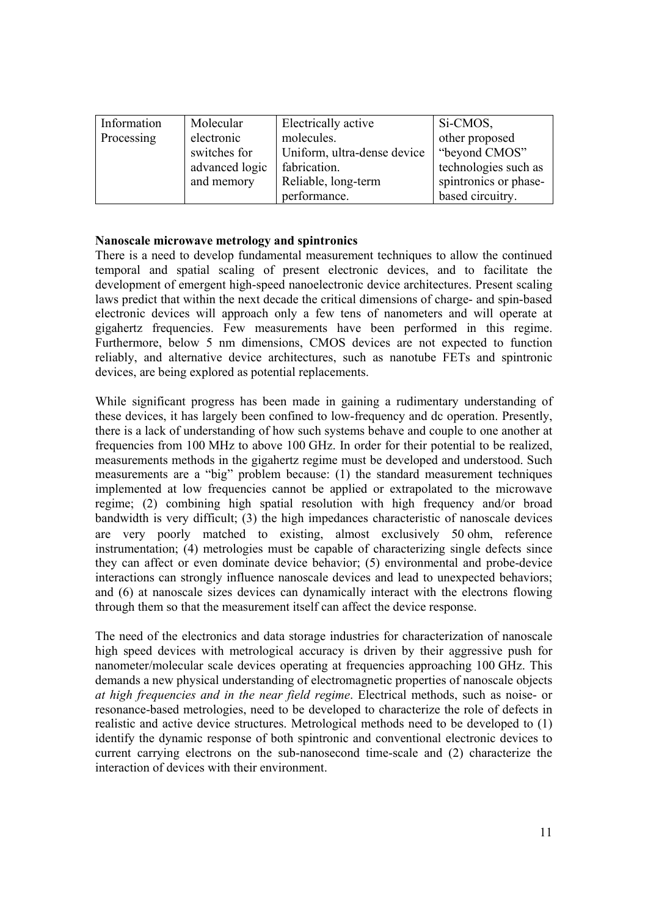| Information Processing | Molecular electronic switches for advanced logic and memory | Electrically active molecules. Uniform, ultra-dense device fabrication. Reliable, long-term performance. | Si-CMOS, other proposed "beyond CMOS" technologies such as spintronics or phase-based circuitry. |
|---|---|---|---|

**Nanoscale microwave metrology and spintronics**

There is a need to develop fundamental measurement techniques to allow the continued temporal and spatial scaling of present electronic devices, and to facilitate the development of emergent high-speed nanoelectronic device architectures. Present scaling laws predict that within the next decade the critical dimensions of charge- and spin-based electronic devices will approach only a few tens of nanometers and will operate at gigahertz frequencies. Few measurements have been performed in this regime. Furthermore, below 5 nm dimensions, CMOS devices are not expected to function reliably, and alternative device architectures, such as nanotube FETs and spintronic devices, are being explored as potential replacements.

While significant progress has been made in gaining a rudimentary understanding of these devices, it has largely been confined to low-frequency and dc operation. Presently, there is a lack of understanding of how such systems behave and couple to one another at frequencies from 100 MHz to above 100 GHz. In order for their potential to be realized, measurements methods in the gigahertz regime must be developed and understood. Such measurements are a "big" problem because: (1) the standard measurement techniques implemented at low frequencies cannot be applied or extrapolated to the microwave regime; (2) combining high spatial resolution with high frequency and/or broad bandwidth is very difficult; (3) the high impedances characteristic of nanoscale devices are very poorly matched to existing, almost exclusively 50 ohm, reference instrumentation; (4) metrologies must be capable of characterizing single defects since they can affect or even dominate device behavior; (5) environmental and probe-device interactions can strongly influence nanoscale devices and lead to unexpected behaviors; and (6) at nanoscale sizes devices can dynamically interact with the electrons flowing through them so that the measurement itself can affect the device response.

The need of the electronics and data storage industries for characterization of nanoscale high speed devices with metrological accuracy is driven by their aggressive push for nanometer/molecular scale devices operating at frequencies approaching 100 GHz. This demands a new physical understanding of electromagnetic properties of nanoscale objects *at high frequencies and in the near field regime*. Electrical methods, such as noise- or resonance-based metrologies, need to be developed to characterize the role of defects in realistic and active device structures. Metrological methods need to be developed to (1) identify the dynamic response of both spintronic and conventional electronic devices to current carrying electrons on the sub-nanosecond time-scale and (2) characterize the interaction of devices with their environment.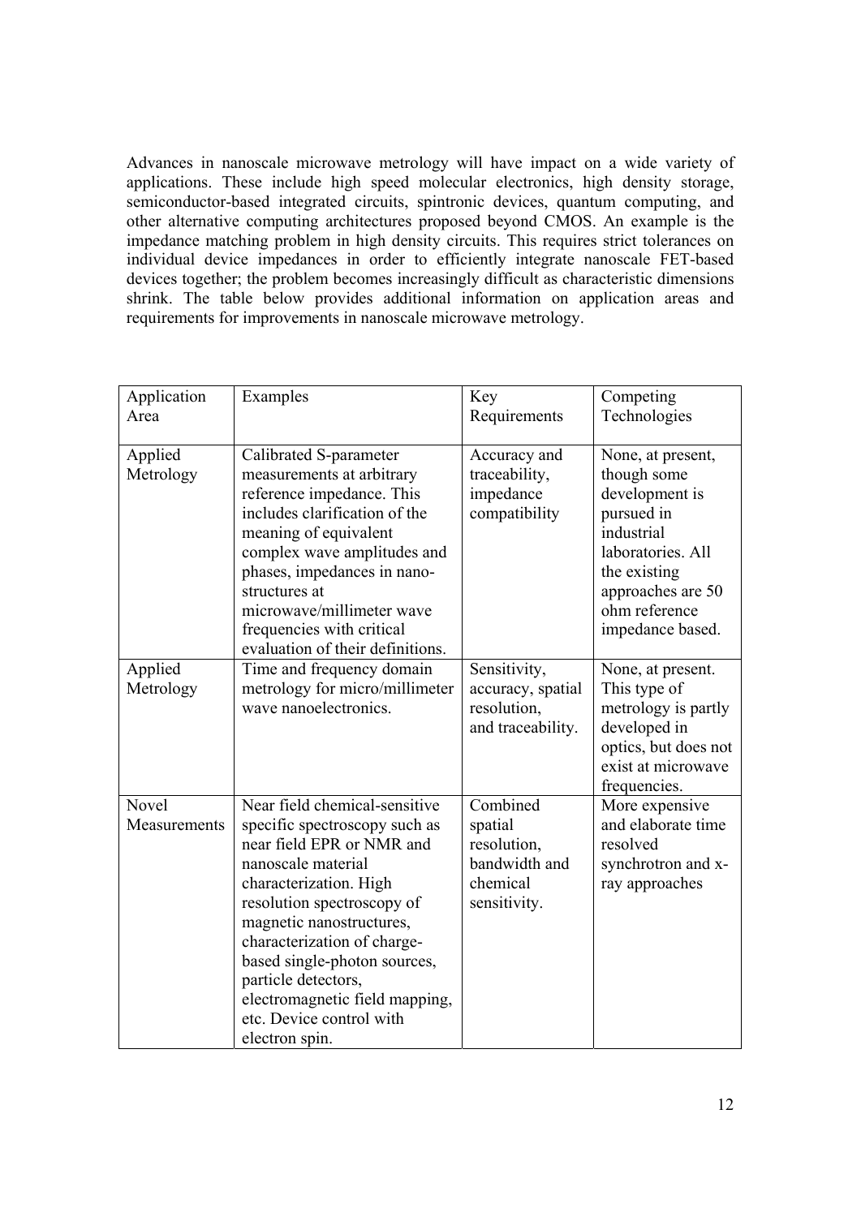Advances in nanoscale microwave metrology will have impact on a wide variety of applications. These include high speed molecular electronics, high density storage, semiconductor-based integrated circuits, spintronic devices, quantum computing, and other alternative computing architectures proposed beyond CMOS. An example is the impedance matching problem in high density circuits. This requires strict tolerances on individual device impedances in order to efficiently integrate nanoscale FET-based devices together; the problem becomes increasingly difficult as characteristic dimensions shrink. The table below provides additional information on application areas and requirements for improvements in nanoscale microwave metrology.

| Application Area | Examples | Key Requirements | Competing Technologies |
|---|---|---|---|
| Applied Metrology | Calibrated S-parameter measurements at arbitrary reference impedance. This includes clarification of the meaning of equivalent complex wave amplitudes and phases, impedances in nano-structures at microwave/millimeter wave frequencies with critical evaluation of their definitions. | Accuracy and traceability, impedance compatibility | None, at present, though some development is pursued in industrial laboratories. All the existing approaches are 50 ohm reference impedance based. |
| Applied Metrology | Time and frequency domain metrology for micro/millimeter wave nanoelectronics. | Sensitivity, accuracy, spatial resolution, and traceability. | None, at present. This type of metrology is partly developed in optics, but does not exist at microwave frequencies. |
| Novel Measurements | Near field chemical-sensitive specific spectroscopy such as near field EPR or NMR and nanoscale material characterization. High resolution spectroscopy of magnetic nanostructures, characterization of charge-based single-photon sources, particle detectors, electromagnetic field mapping, etc. Device control with electron spin. | Combined spatial resolution, bandwidth and chemical sensitivity. | More expensive and elaborate time resolved synchrotron and x-ray approaches |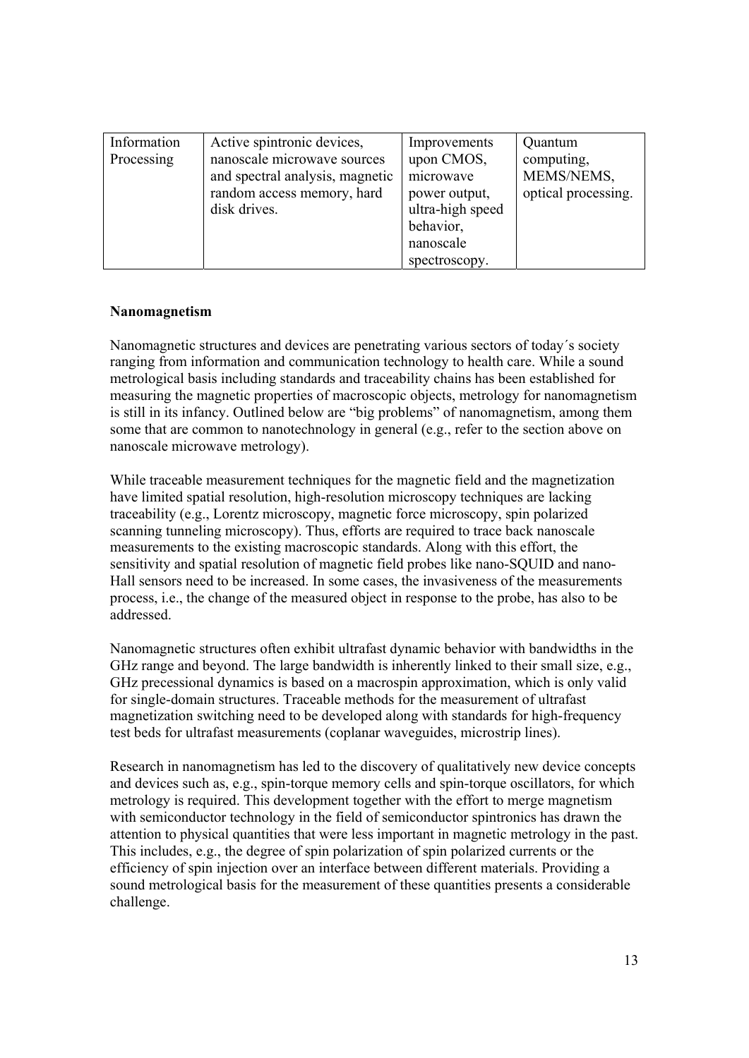| Information Processing | Active spintronic devices, nanoscale microwave sources and spectral analysis, magnetic random access memory, hard disk drives. | Improvements upon CMOS, microwave power output, ultra-high speed behavior, nanoscale spectroscopy. | Quantum computing, MEMS/NEMS, optical processing. |
|---|---|---|---|

**Nanomagnetism**

Nanomagnetic structures and devices are penetrating various sectors of today´s society ranging from information and communication technology to health care. While a sound metrological basis including standards and traceability chains has been established for measuring the magnetic properties of macroscopic objects, metrology for nanomagnetism is still in its infancy. Outlined below are "big problems" of nanomagnetism, among them some that are common to nanotechnology in general (e.g., refer to the section above on nanoscale microwave metrology).

While traceable measurement techniques for the magnetic field and the magnetization have limited spatial resolution, high-resolution microscopy techniques are lacking traceability (e.g., Lorentz microscopy, magnetic force microscopy, spin polarized scanning tunneling microscopy). Thus, efforts are required to trace back nanoscale measurements to the existing macroscopic standards. Along with this effort, the sensitivity and spatial resolution of magnetic field probes like nano-SQUID and nano-Hall sensors need to be increased. In some cases, the invasiveness of the measurements process, i.e., the change of the measured object in response to the probe, has also to be addressed.

Nanomagnetic structures often exhibit ultrafast dynamic behavior with bandwidths in the GHz range and beyond. The large bandwidth is inherently linked to their small size, e.g., GHz precessional dynamics is based on a macrospin approximation, which is only valid for single-domain structures. Traceable methods for the measurement of ultrafast magnetization switching need to be developed along with standards for high-frequency test beds for ultrafast measurements (coplanar waveguides, microstrip lines).

Research in nanomagnetism has led to the discovery of qualitatively new device concepts and devices such as, e.g., spin-torque memory cells and spin-torque oscillators, for which metrology is required. This development together with the effort to merge magnetism with semiconductor technology in the field of semiconductor spintronics has drawn the attention to physical quantities that were less important in magnetic metrology in the past. This includes, e.g., the degree of spin polarization of spin polarized currents or the efficiency of spin injection over an interface between different materials. Providing a sound metrological basis for the measurement of these quantities presents a considerable challenge.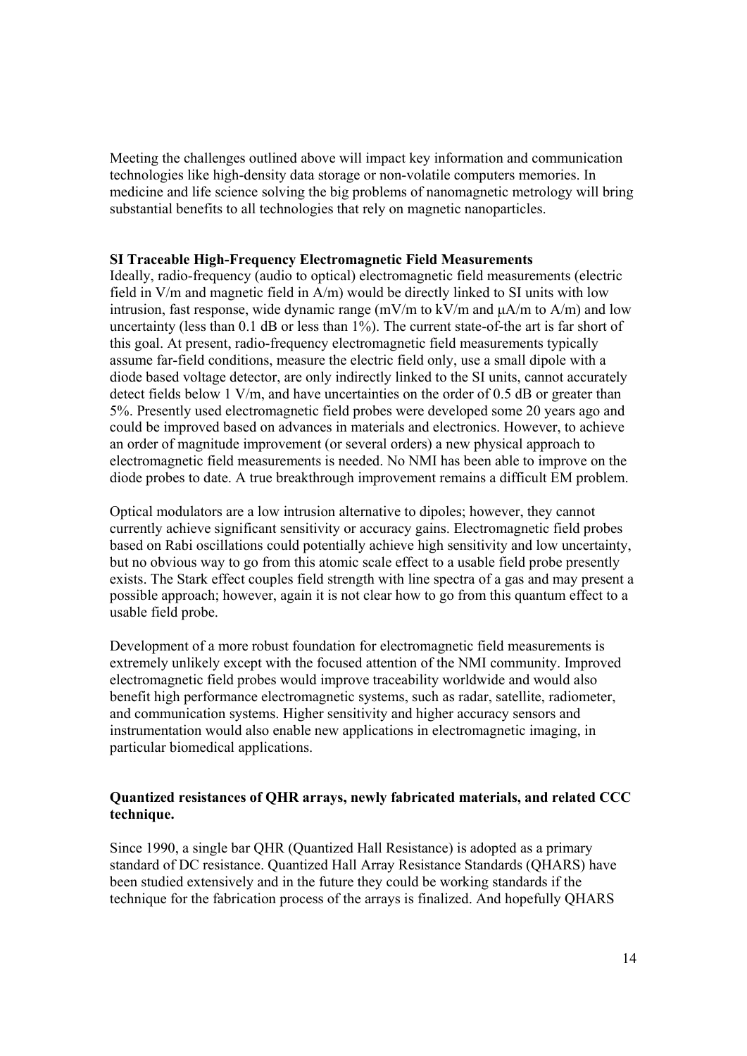Meeting the challenges outlined above will impact key information and communication technologies like high-density data storage or non-volatile computers memories. In medicine and life science solving the big problems of nanomagnetic metrology will bring substantial benefits to all technologies that rely on magnetic nanoparticles.

**SI Traceable High-Frequency Electromagnetic Field Measurements**

Ideally, radio-frequency (audio to optical) electromagnetic field measurements (electric field in V/m and magnetic field in A/m) would be directly linked to SI units with low intrusion, fast response, wide dynamic range (mV/m to kV/m and μA/m to A/m) and low uncertainty (less than 0.1 dB or less than 1%). The current state-of-the art is far short of this goal. At present, radio-frequency electromagnetic field measurements typically assume far-field conditions, measure the electric field only, use a small dipole with a diode based voltage detector, are only indirectly linked to the SI units, cannot accurately detect fields below 1 V/m, and have uncertainties on the order of 0.5 dB or greater than 5%. Presently used electromagnetic field probes were developed some 20 years ago and could be improved based on advances in materials and electronics. However, to achieve an order of magnitude improvement (or several orders) a new physical approach to electromagnetic field measurements is needed. No NMI has been able to improve on the diode probes to date. A true breakthrough improvement remains a difficult EM problem.

Optical modulators are a low intrusion alternative to dipoles; however, they cannot currently achieve significant sensitivity or accuracy gains. Electromagnetic field probes based on Rabi oscillations could potentially achieve high sensitivity and low uncertainty, but no obvious way to go from this atomic scale effect to a usable field probe presently exists. The Stark effect couples field strength with line spectra of a gas and may present a possible approach; however, again it is not clear how to go from this quantum effect to a usable field probe.

Development of a more robust foundation for electromagnetic field measurements is extremely unlikely except with the focused attention of the NMI community. Improved electromagnetic field probes would improve traceability worldwide and would also benefit high performance electromagnetic systems, such as radar, satellite, radiometer, and communication systems. Higher sensitivity and higher accuracy sensors and instrumentation would also enable new applications in electromagnetic imaging, in particular biomedical applications.

**Quantized resistances of QHR arrays, newly fabricated materials, and related CCC technique.**

Since 1990, a single bar QHR (Quantized Hall Resistance) is adopted as a primary standard of DC resistance. Quantized Hall Array Resistance Standards (QHARS) have been studied extensively and in the future they could be working standards if the technique for the fabrication process of the arrays is finalized. And hopefully QHARS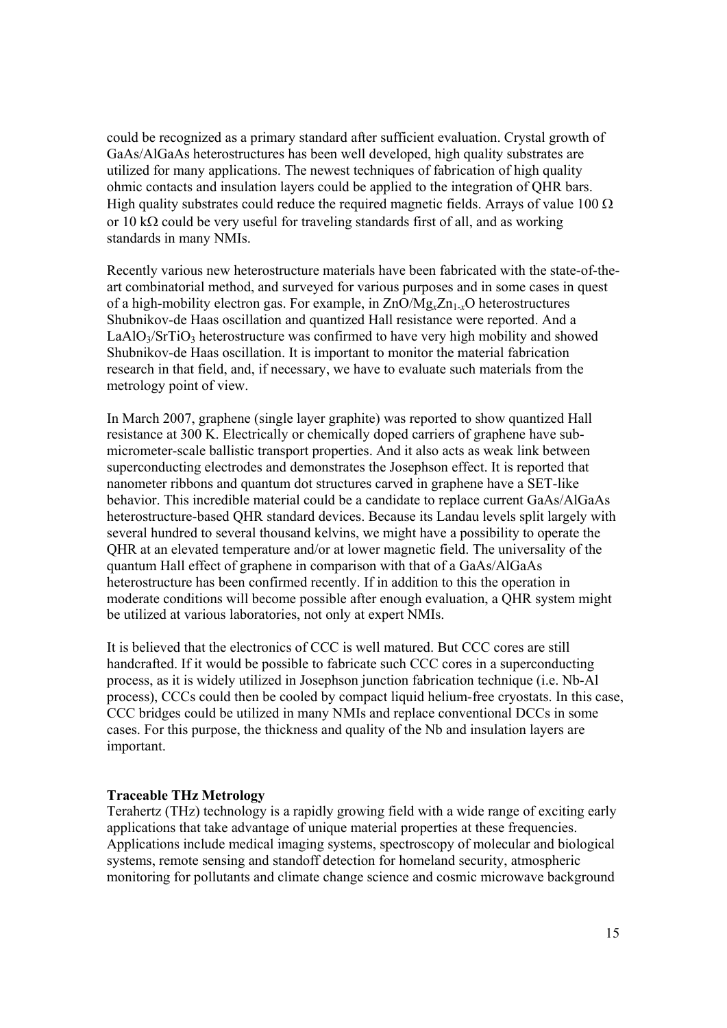could be recognized as a primary standard after sufficient evaluation. Crystal growth of GaAs/AlGaAs heterostructures has been well developed, high quality substrates are utilized for many applications. The newest techniques of fabrication of high quality ohmic contacts and insulation layers could be applied to the integration of QHR bars. High quality substrates could reduce the required magnetic fields. Arrays of value 100 Ω or 10 kΩ could be very useful for traveling standards first of all, and as working standards in many NMIs.

Recently various new heterostructure materials have been fabricated with the state-of-the-art combinatorial method, and surveyed for various purposes and in some cases in quest of a high-mobility electron gas. For example, in $ZnO/Mg_xZn_{1-x}O$ heterostructures Shubnikov-de Haas oscillation and quantized Hall resistance were reported. And a $LaAlO_3/SrTiO_3$ heterostructure was confirmed to have very high mobility and showed Shubnikov-de Haas oscillation. It is important to monitor the material fabrication research in that field, and, if necessary, we have to evaluate such materials from the metrology point of view.

In March 2007, graphene (single layer graphite) was reported to show quantized Hall resistance at 300 K. Electrically or chemically doped carriers of graphene have sub-micrometer-scale ballistic transport properties. And it also acts as weak link between superconducting electrodes and demonstrates the Josephson effect. It is reported that nanometer ribbons and quantum dot structures carved in graphene have a SET-like behavior. This incredible material could be a candidate to replace current GaAs/AlGaAs heterostructure-based QHR standard devices. Because its Landau levels split largely with several hundred to several thousand kelvins, we might have a possibility to operate the QHR at an elevated temperature and/or at lower magnetic field. The universality of the quantum Hall effect of graphene in comparison with that of a GaAs/AlGaAs heterostructure has been confirmed recently. If in addition to this the operation in moderate conditions will become possible after enough evaluation, a QHR system might be utilized at various laboratories, not only at expert NMIs.

It is believed that the electronics of CCC is well matured. But CCC cores are still handcrafted. If it would be possible to fabricate such CCC cores in a superconducting process, as it is widely utilized in Josephson junction fabrication technique (i.e. Nb-Al process), CCCs could then be cooled by compact liquid helium-free cryostats. In this case, CCC bridges could be utilized in many NMIs and replace conventional DCCs in some cases. For this purpose, the thickness and quality of the Nb and insulation layers are important.

**Traceable THz Metrology**

Terahertz (THz) technology is a rapidly growing field with a wide range of exciting early applications that take advantage of unique material properties at these frequencies. Applications include medical imaging systems, spectroscopy of molecular and biological systems, remote sensing and standoff detection for homeland security, atmospheric monitoring for pollutants and climate change science and cosmic microwave background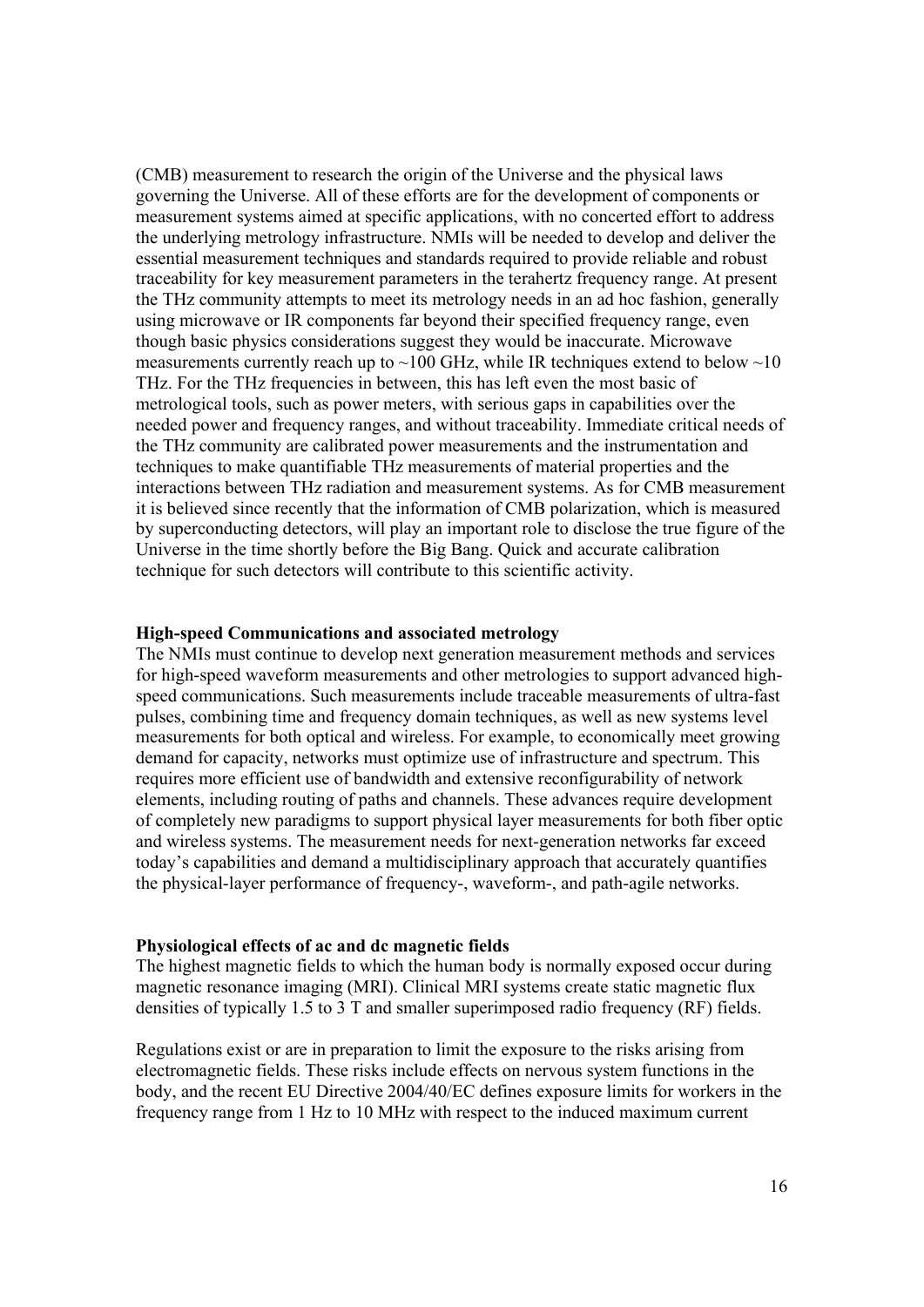(CMB) measurement to research the origin of the Universe and the physical laws governing the Universe. All of these efforts are for the development of components or measurement systems aimed at specific applications, with no concerted effort to address the underlying metrology infrastructure. NMIs will be needed to develop and deliver the essential measurement techniques and standards required to provide reliable and robust traceability for key measurement parameters in the terahertz frequency range. At present the THz community attempts to meet its metrology needs in an ad hoc fashion, generally using microwave or IR components far beyond their specified frequency range, even though basic physics considerations suggest they would be inaccurate. Microwave measurements currently reach up to ~100 GHz, while IR techniques extend to below ~10 THz. For the THz frequencies in between, this has left even the most basic of metrological tools, such as power meters, with serious gaps in capabilities over the needed power and frequency ranges, and without traceability. Immediate critical needs of the THz community are calibrated power measurements and the instrumentation and techniques to make quantifiable THz measurements of material properties and the interactions between THz radiation and measurement systems. As for CMB measurement it is believed since recently that the information of CMB polarization, which is measured by superconducting detectors, will play an important role to disclose the true figure of the Universe in the time shortly before the Big Bang. Quick and accurate calibration technique for such detectors will contribute to this scientific activity.

**High-speed Communications and associated metrology**

The NMIs must continue to develop next generation measurement methods and services for high-speed waveform measurements and other metrologies to support advanced high-speed communications. Such measurements include traceable measurements of ultra-fast pulses, combining time and frequency domain techniques, as well as new systems level measurements for both optical and wireless. For example, to economically meet growing demand for capacity, networks must optimize use of infrastructure and spectrum. This requires more efficient use of bandwidth and extensive reconfigurability of network elements, including routing of paths and channels. These advances require development of completely new paradigms to support physical layer measurements for both fiber optic and wireless systems. The measurement needs for next-generation networks far exceed today's capabilities and demand a multidisciplinary approach that accurately quantifies the physical-layer performance of frequency-, waveform-, and path-agile networks.

**Physiological effects of ac and dc magnetic fields**

The highest magnetic fields to which the human body is normally exposed occur during magnetic resonance imaging (MRI). Clinical MRI systems create static magnetic flux densities of typically 1.5 to 3 T and smaller superimposed radio frequency (RF) fields.

Regulations exist or are in preparation to limit the exposure to the risks arising from electromagnetic fields. These risks include effects on nervous system functions in the body, and the recent EU Directive 2004/40/EC defines exposure limits for workers in the frequency range from 1 Hz to 10 MHz with respect to the induced maximum current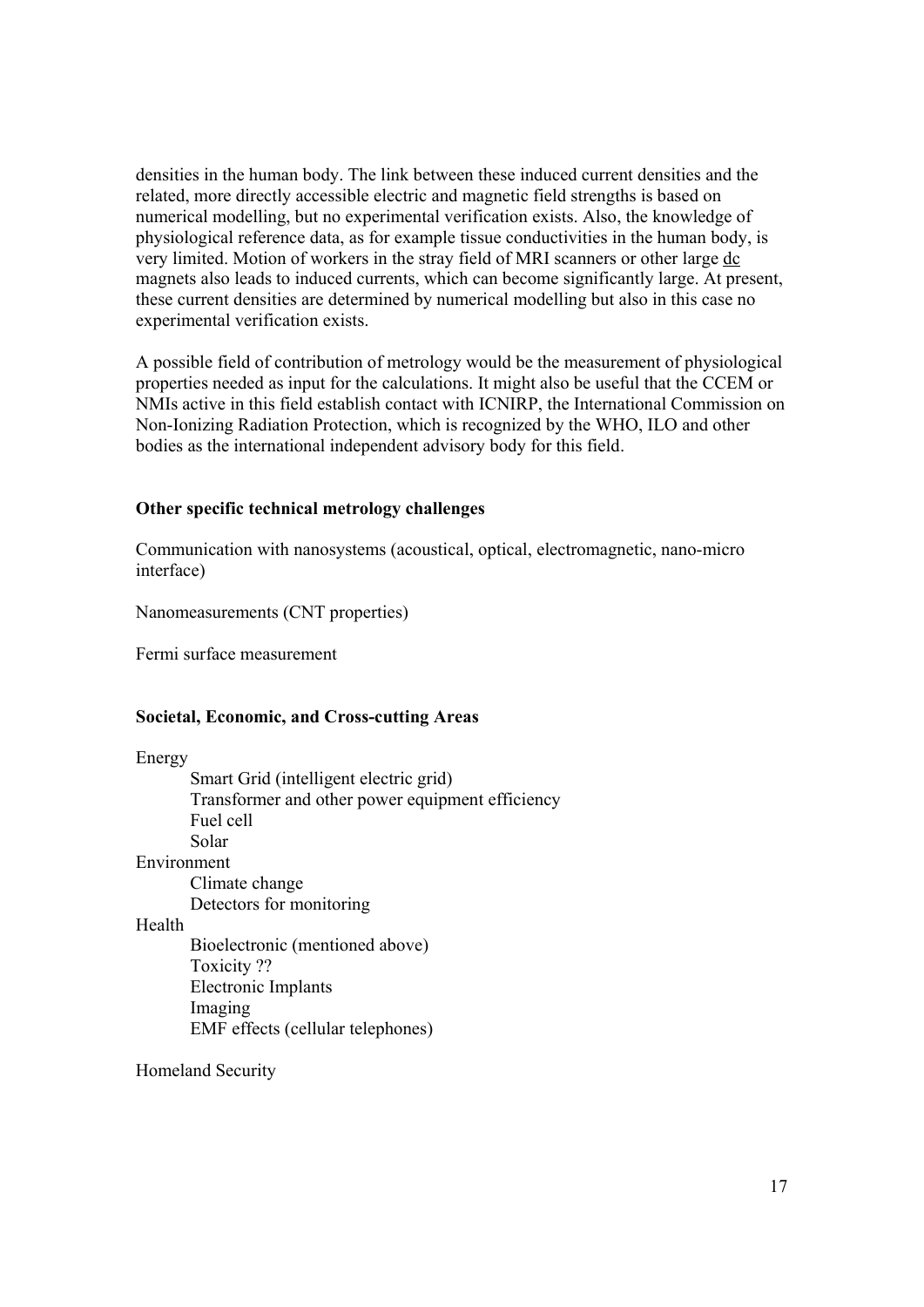densities in the human body. The link between these induced current densities and the related, more directly accessible electric and magnetic field strengths is based on numerical modelling, but no experimental verification exists. Also, the knowledge of physiological reference data, as for example tissue conductivities in the human body, is very limited. Motion of workers in the stray field of MRI scanners or other large dc magnets also leads to induced currents, which can become significantly large. At present, these current densities are determined by numerical modelling but also in this case no experimental verification exists.

A possible field of contribution of metrology would be the measurement of physiological properties needed as input for the calculations. It might also be useful that the CCEM or NMIs active in this field establish contact with ICNIRP, the International Commission on Non-Ionizing Radiation Protection, which is recognized by the WHO, ILO and other bodies as the international independent advisory body for this field.

**Other specific technical metrology challenges**

Communication with nanosystems (acoustical, optical, electromagnetic, nano-micro interface)

Nanomeasurements (CNT properties)

Fermi surface measurement

**Societal, Economic, and Cross-cutting Areas**

Energy
- Smart Grid (intelligent electric grid)
- Transformer and other power equipment efficiency
- Fuel cell
- Solar

Environment
- Climate change
- Detectors for monitoring

Health
- Bioelectronic (mentioned above)
- Toxicity ??
- Electronic Implants
- Imaging
- EMF effects (cellular telephones)

Homeland Security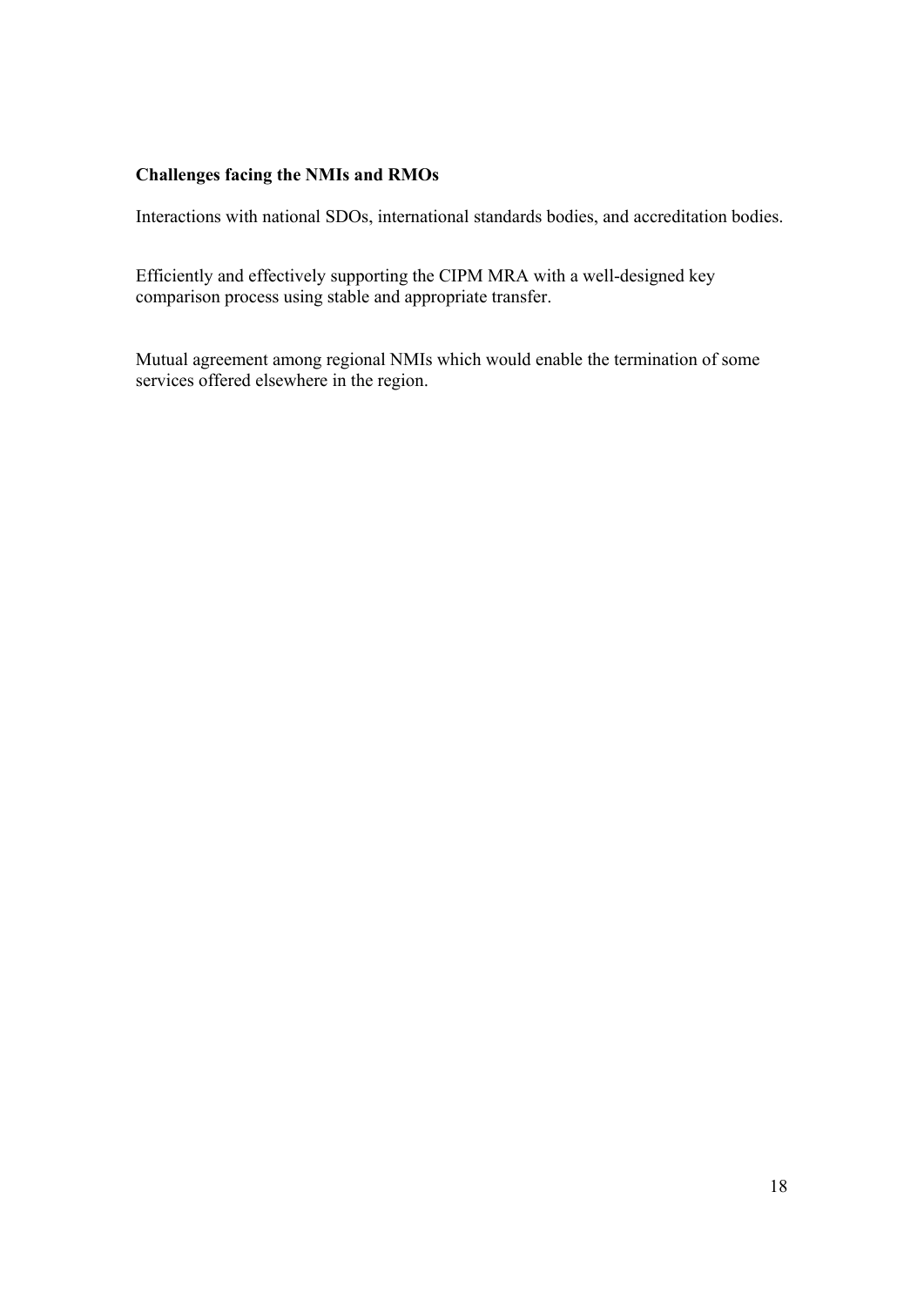**Challenges facing the NMIs and RMOs**

Interactions with national SDOs, international standards bodies, and accreditation bodies.

Efficiently and effectively supporting the CIPM MRA with a well-designed key comparison process using stable and appropriate transfer.

Mutual agreement among regional NMIs which would enable the termination of some services offered elsewhere in the region.